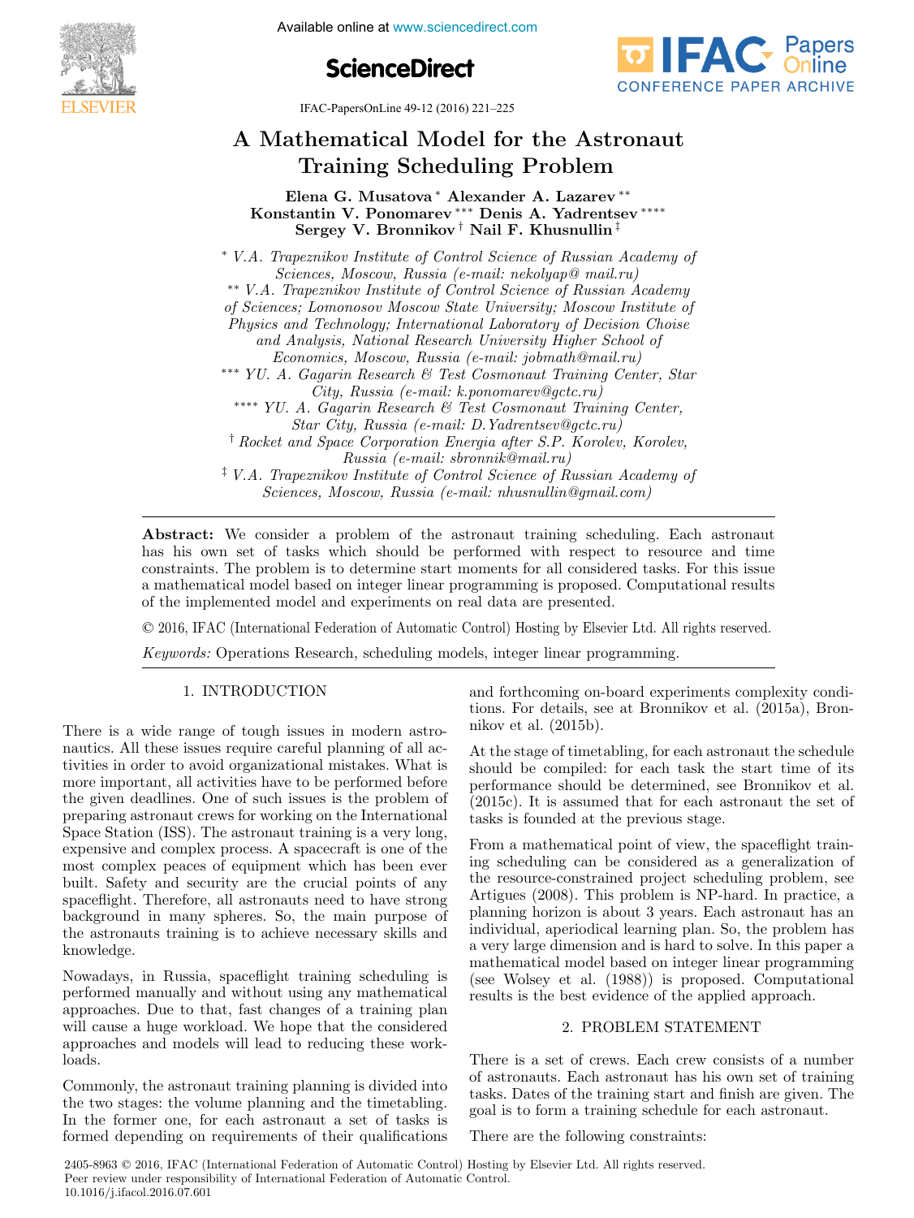# A Mathematical Model for the Astronaut Training Scheduling Problem

**Elena G. Musatova* Alexander A. Lazarev** Konstantin V. Ponomarev*** Denis A. Yadrentsev**** Sergey V. Bronnikov† Nail F. Khusnullin‡**

\* *V.A. Trapeznikov Institute of Control Science of Russian Academy of Sciences, Moscow, Russia (e-mail: nekolyap@ mail.ru)*

\*\* *V.A. Trapeznikov Institute of Control Science of Russian Academy of Sciences; Lomonosov Moscow State University; Moscow Institute of Physics and Technology; International Laboratory of Decision Choise and Analysis, National Research University Higher School of Economics, Moscow, Russia (e-mail: jobmath@mail.ru)*

\*\*\* *YU. A. Gagarin Research & Test Cosmonaut Training Center, Star City, Russia (e-mail: k.ponomarev@gctc.ru)*

\*\*\*\* *YU. A. Gagarin Research & Test Cosmonaut Training Center, Star City, Russia (e-mail: D.Yadrentsev@gctc.ru)*

† *Rocket and Space Corporation Energia after S.P. Korolev, Korolev, Russia (e-mail: sbronnik@mail.ru)*

‡ *V.A. Trapeznikov Institute of Control Science of Russian Academy of Sciences, Moscow, Russia (e-mail: nhusnullin@gmail.com)*

**Abstract:** We consider a problem of the astronaut training scheduling. Each astronaut has his own set of tasks which should be performed with respect to resource and time constraints. The problem is to determine start moments for all considered tasks. For this issue a mathematical model based on integer linear programming is proposed. Computational results of the implemented model and experiments on real data are presented.

© 2016, IFAC (International Federation of Automatic Control) Hosting by Elsevier Ltd. All rights reserved.

*Keywords:* Operations Research, scheduling models, integer linear programming.

## 1. INTRODUCTION

There is a wide range of tough issues in modern astronautics. All these issues require careful planning of all activities in order to avoid organizational mistakes. What is more important, all activities have to be performed before the given deadlines. One of such issues is the problem of preparing astronaut crews for working on the International Space Station (ISS). The astronaut training is a very long, expensive and complex process. A spacecraft is one of the most complex peaces of equipment which has been ever built. Safety and security are the crucial points of any spaceflight. Therefore, all astronauts need to have strong background in many spheres. So, the main purpose of the astronauts training is to achieve necessary skills and knowledge.

Nowadays, in Russia, spaceflight training scheduling is performed manually and without using any mathematical approaches. Due to that, fast changes of a training plan will cause a huge workload. We hope that the considered approaches and models will lead to reducing these workloads.

Commonly, the astronaut training planning is divided into the two stages: the volume planning and the timetabling. In the former one, for each astronaut a set of tasks is formed depending on requirements of their qualifications and forthcoming on-board experiments complexity conditions. For details, see at Bronnikov et al. (2015a), Bronnikov et al. (2015b).

At the stage of timetabling, for each astronaut the schedule should be compiled: for each task the start time of its performance should be determined, see Bronnikov et al. (2015c). It is assumed that for each astronaut the set of tasks is founded at the previous stage.

From a mathematical point of view, the spaceflight training scheduling can be considered as a generalization of the resource-constrained project scheduling problem, see Artigues (2008). This problem is NP-hard. In practice, a planning horizon is about 3 years. Each astronaut has an individual, aperiodical learning plan. So, the problem has a very large dimension and is hard to solve. In this paper a mathematical model based on integer linear programming (see Wolsey et al. (1988)) is proposed. Computational results is the best evidence of the applied approach.

## 2. PROBLEM STATEMENT

There is a set of crews. Each crew consists of a number of astronauts. Each astronaut has his own set of training tasks. Dates of the training start and finish are given. The goal is to form a training schedule for each astronaut.

There are the following constraints: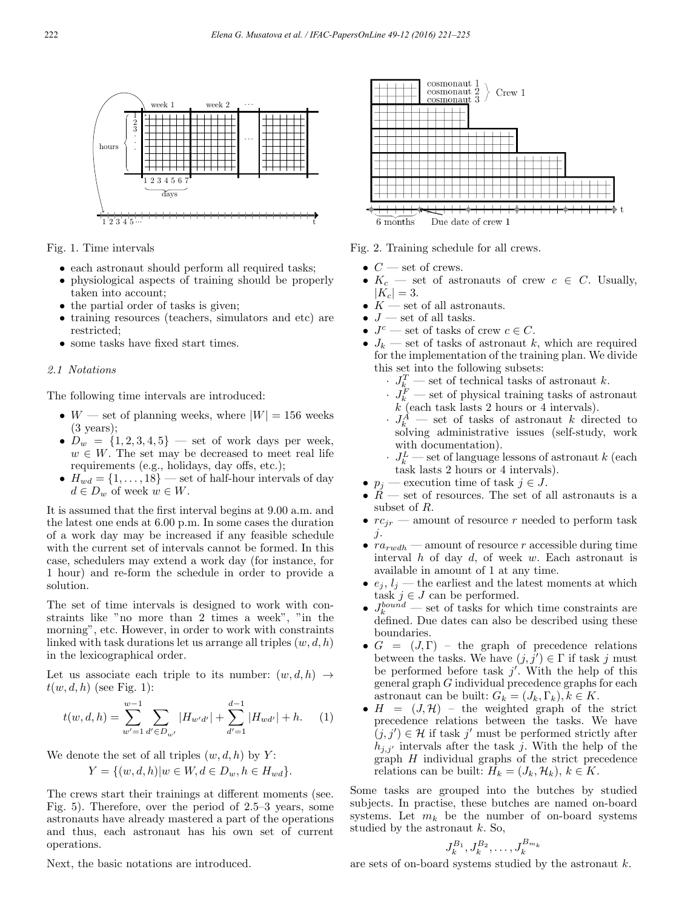Fig. 1. Time intervals

- each astronaut should perform all required tasks;
- physiological aspects of training should be properly taken into account;
- the partial order of tasks is given;
- training resources (teachers, simulators and etc) are restricted;
- some tasks have fixed start times.

### 2.1 Notations

The following time intervals are introduced:

- $W$ — set of planning weeks, where $|W| = 156$ weeks (3 years);
- $D_w = \{1, 2, 3, 4, 5\}$ — set of work days per week, $w \in W$. The set may be decreased to meet real life requirements (e.g., holidays, day offs, etc.);
- $H_{wd} = \{1, \ldots, 18\}$ — set of half-hour intervals of day $d \in D_w$ of week $w \in W$.

It is assumed that the first interval begins at 9.00 a.m. and the latest one ends at 6.00 p.m. In some cases the duration of a work day may be increased if any feasible schedule with the current set of intervals cannot be formed. In this case, schedulers may extend a work day (for instance, for 1 hour) and re-form the schedule in order to provide a solution.

The set of time intervals is designed to work with constraints like "no more than 2 times a week", "in the morning", etc. However, in order to work with constraints linked with task durations let us arrange all triples $(w, d, h)$ in the lexicographical order.

Let us associate each triple to its number: $(w, d, h) \to t(w, d, h)$ (see Fig. 1):

$$t(w, d, h) = \sum_{w'=1}^{w-1} \sum_{d' \in D_{w'}} |H_{w'd'}| + \sum_{d'=1}^{d-1} |H_{wd'}| + h. \quad (1)$$

We denote the set of all triples $(w, d, h)$ by $Y$:

$$Y = \{(w, d, h) | w \in W, d \in D_w, h \in H_{wd}\}.$$

The crews start their trainings at different moments (see. Fig. 5). Therefore, over the period of 2.5–3 years, some astronauts have already mastered a part of the operations and thus, each astronaut has his own set of current operations.

Next, the basic notations are introduced.

Fig. 2. Training schedule for all crews.

- $C$ — set of crews.
- $K_c$ — set of astronauts of crew $c \in C$. Usually, $|K_c| = 3$.
- $K$ — set of all astronauts.
- $J$ — set of all tasks.
- $J^c$ — set of tasks of crew $c \in C$.
- $J_k$ — set of tasks of astronaut $k$, which are required for the implementation of the training plan. We divide this set into the following subsets:
  - $J_k^T$ — set of technical tasks of astronaut $k$.
  - $J_k^F$ — set of physical training tasks of astronaut $k$ (each task lasts 2 hours or 4 intervals).
  - $J_k^A$ — set of tasks of astronaut $k$ directed to solving administrative issues (self-study, work with documentation).
  - $J_k^L$ — set of language lessons of astronaut $k$ (each task lasts 2 hours or 4 intervals).
- $p_j$ — execution time of task $j \in J$.
- $R$ — set of resources. The set of all astronauts is a subset of $R$.
- $rc_{jr}$ — amount of resource $r$ needed to perform task $j$.
- $ra_{rwdh}$ — amount of resource $r$ accessible during time interval $h$ of day $d$, of week $w$. Each astronaut is available in amount of 1 at any time.
- $e_j$, $l_j$ — the earliest and the latest moments at which task $j \in J$ can be performed.
- $J_k^{bound}$ — set of tasks for which time constraints are defined. Due dates can also be described using these boundaries.
- $G = (J, \Gamma)$ – the graph of precedence relations between the tasks. We have $(j, j') \in \Gamma$ if task $j$ must be performed before task $j'$. With the help of this general graph $G$ individual precedence graphs for each astronaut can be built: $G_k = (J_k, \Gamma_k), k \in K$.
- $H = (J, \mathcal{H})$ – the weighted graph of the strict precedence relations between the tasks. We have $(j, j') \in \mathcal{H}$ if task $j'$ must be performed strictly after $h_{j,j'}$ intervals after the task $j$. With the help of the graph $H$ individual graphs of the strict precedence relations can be built: $H_k = (J_k, \mathcal{H}_k)$, $k \in K$.

Some tasks are grouped into the butches by studied subjects. In practise, these butches are named on-board systems. Let $m_k$ be the number of on-board systems studied by the astronaut $k$. So,

$$J_k^{B_1}, J_k^{B_2}, \ldots, J_k^{B_{m_k}}$$

are sets of on-board systems studied by the astronaut $k$.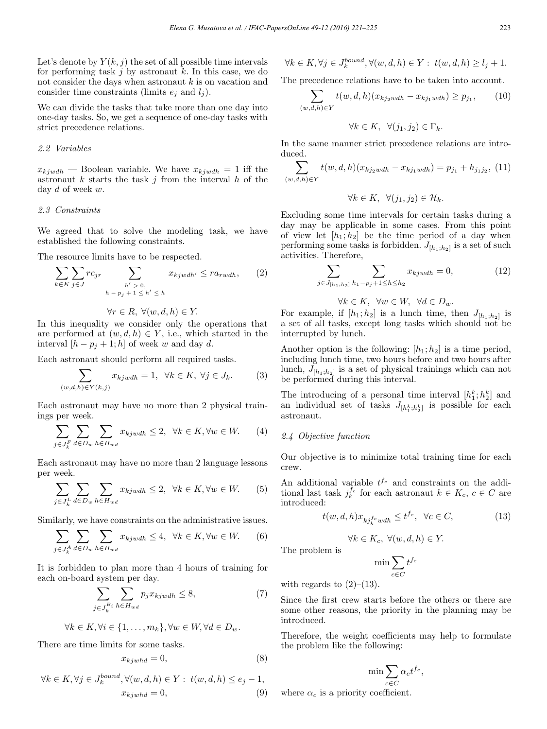Let's denote by $Y(k, j)$ the set of all possible time intervals for performing task $j$ by astronaut $k$. In this case, we do not consider the days when astronaut $k$ is on vacation and consider time constraints (limits $e_j$ and $l_j$).

We can divide the tasks that take more than one day into one-day tasks. So, we get a sequence of one-day tasks with strict precedence relations.

### 2.2 Variables

$x_{kjwdh}$ — Boolean variable. We have $x_{kjwdh} = 1$ iff the astronaut $k$ starts the task $j$ from the interval $h$ of the day $d$ of week $w$.

### 2.3 Constraints

We agreed that to solve the modeling task, we have established the following constraints.

The resource limits have to be respected.

$$\sum_{k \in K} \sum_{j \in J} rc_{jr} \sum_{\substack{h' > 0, \\ h - p_j + 1 \leq h' \leq h}} x_{kjwdh'} \leq ra_{rwdh}, \qquad (2)$$

$$\forall r \in R, \ \forall (w, d, h) \in Y.$$

In this inequality we consider only the operations that are performed at $(w, d, h) \in Y$, i.e., which started in the interval $[h - p_j + 1; h]$ of week $w$ and day $d$.

Each astronaut should perform all required tasks.

$$\sum_{(w,d,h) \in Y(k,j)} x_{kjwdh} = 1, \ \ \forall k \in K, \ \forall j \in J_k. \qquad (3)$$

Each astronaut may have no more than 2 physical trainings per week.

$$\sum_{j \in J_k^F} \sum_{d \in D_w} \sum_{h \in H_{wd}} x_{kjwdh} \leq 2, \ \ \forall k \in K, \forall w \in W. \qquad (4)$$

Each astronaut may have no more than 2 language lessons per week.

$$\sum_{j \in J_k^L} \sum_{d \in D_w} \sum_{h \in H_{wd}} x_{kjwdh} \leq 2, \ \ \forall k \in K, \forall w \in W. \qquad (5)$$

Similarly, we have constraints on the administrative issues.

$$\sum_{j \in J_k^A} \sum_{d \in D_w} \sum_{h \in H_{wd}} x_{kjwdh} \leq 4, \ \ \forall k \in K, \forall w \in W. \qquad (6)$$

It is forbidden to plan more than 4 hours of training for each on-board system per day.

$$\sum_{j \in J_k^{B_i}} \sum_{h \in H_{wd}} p_j x_{kjwdh} \leq 8, \qquad (7)$$

$$\forall k \in K, \forall i \in \{1, \ldots, m_k\}, \forall w \in W, \forall d \in D_w.$$

There are time limits for some tasks.

$$x_{kjwhd} = 0, \qquad (8)$$

$$\forall k \in K, \forall j \in J_k^{bound}, \forall (w, d, h) \in Y : \ t(w, d, h) \leq e_j - 1,$$

$$x_{kjwhd} = 0, \qquad (9)$$

$$\forall k \in K, \forall j \in J_k^{bound}, \forall (w, d, h) \in Y : \ t(w, d, h) \geq l_j + 1.$$

The precedence relations have to be taken into account.

$$\sum_{(w,d,h) \in Y} t(w, d, h)(x_{kj_2wdh} - x_{kj_1wdh}) \geq p_{j_1}, \qquad (10)$$

$$\forall k \in K, \ \ \forall (j_1, j_2) \in \Gamma_k.$$

In the same manner strict precedence relations are introduced.

$$\sum_{(w,d,h) \in Y} t(w, d, h)(x_{kj_2wdh} - x_{kj_1wdh}) = p_{j_1} + h_{j_1 j_2}, \ (11)$$

$$\forall k \in K, \ \ \forall (j_1, j_2) \in \mathcal{H}_k.$$

Excluding some time intervals for certain tasks during a day may be applicable in some cases. From this point of view let $[h_1; h_2]$ be the time period of a day when performing some tasks is forbidden. $J_{[h_1;h_2]}$ is a set of such activities. Therefore,

$$\sum_{j \in J_{[h_1;h_2]}} \sum_{h_1 - p_j + 1 \leq h \leq h_2} x_{kjwdh} = 0, \qquad (12)$$

$$\forall k \in K, \ \ \forall w \in W, \ \ \forall d \in D_w.$$

For example, if $[h_1; h_2]$ is a lunch time, then $J_{[h_1;h_2]}$ is a set of all tasks, except long tasks which should not be interrupted by lunch.

Another option is the following: $[h_1; h_2]$ is a time period, including lunch time, two hours before and two hours after lunch, $J_{[h_1;h_2]}$ is a set of physical trainings which can not be performed during this interval.

The introducing of a personal time interval $[h_1^k; h_2^k]$ and an individual set of tasks $J_{[h_1^k;h_2^k]}$ is possible for each astronaut.

### 2.4 Objective function

Our objective is to minimize total training time for each crew.

An additional variable $t^{f_c}$ and constraints on the additional last task $j_k^{f_c}$ for each astronaut $k \in K_c$, $c \in C$ are introduced:

$$t(w, d, h) x_{kj_k^{f_c}wdh} \leq t^{f_c}, \ \ \forall c \in C, \qquad (13)$$

$$\forall k \in K_c, \ \forall (w, d, h) \in Y.$$

The problem is

$$\min \sum_{c \in C} t^{f_c}$$

with regards to (2)–(13).

Since the first crew starts before the others or there are some other reasons, the priority in the planning may be introduced.

Therefore, the weight coefficients may help to formulate the problem like the following:

$$\min \sum_{c \in C} \alpha_c t^{f_c},$$

where $\alpha_c$ is a priority coefficient.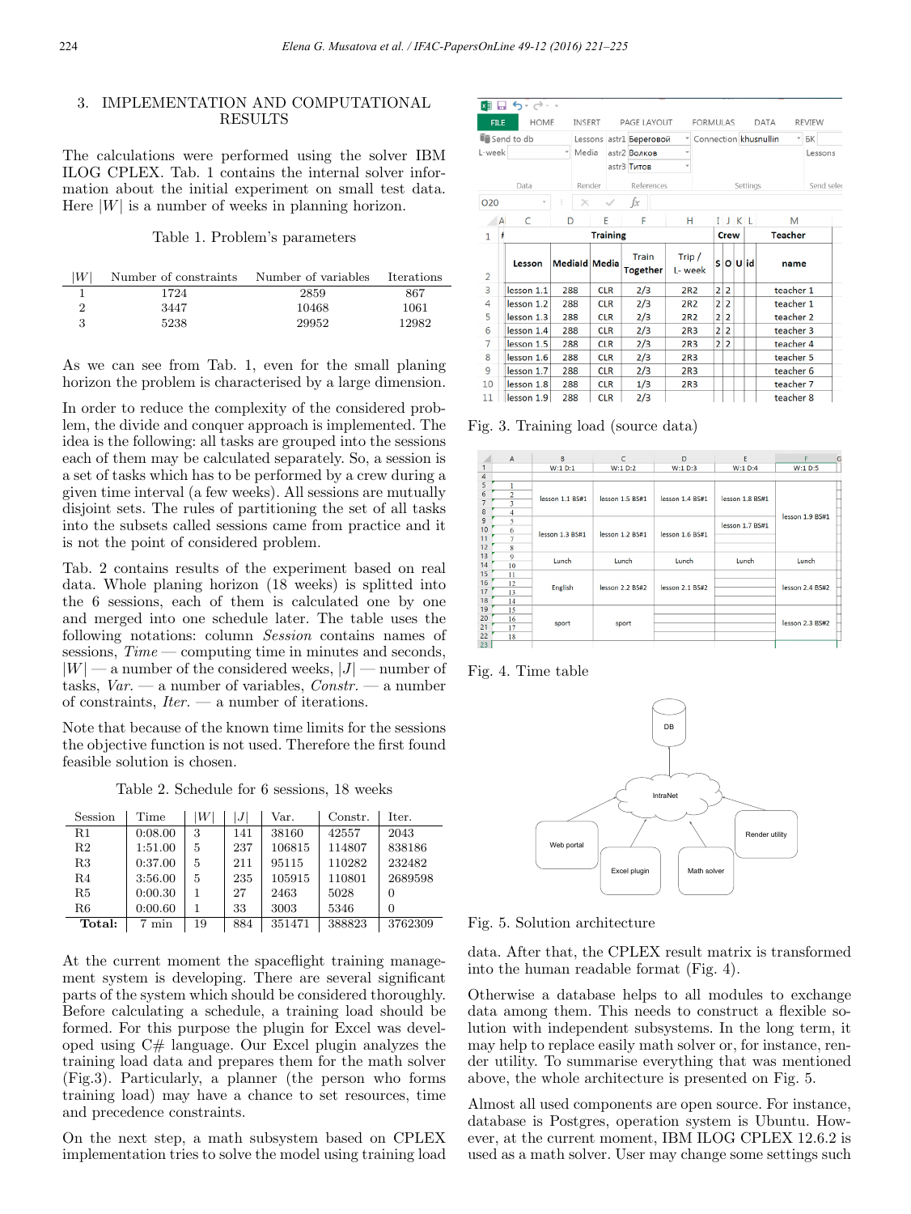## 3. IMPLEMENTATION AND COMPUTATIONAL RESULTS

The calculations were performed using the solver IBM ILOG CPLEX. Tab. 1 contains the internal solver information about the initial experiment on small test data. Here $|W|$ is a number of weeks in planning horizon.

Table 1. Problem's parameters

| $\lvert W \rvert$ | Number of constraints | Number of variables | Iterations |
|---|---|---|---|
| 1 | 1724 | 2859 | 867 |
| 2 | 3447 | 10468 | 1061 |
| 3 | 5238 | 29952 | 12982 |

As we can see from Tab. 1, even for the small planing horizon the problem is characterised by a large dimension.

In order to reduce the complexity of the considered problem, the divide and conquer approach is implemented. The idea is the following: all tasks are grouped into the sessions each of them may be calculated separately. So, a session is a set of tasks which has to be performed by a crew during a given time interval (a few weeks). All sessions are mutually disjoint sets. The rules of partitioning the set of all tasks into the subsets called sessions came from practice and it is not the point of considered problem.

Tab. 2 contains results of the experiment based on real data. Whole planing horizon (18 weeks) is splitted into the 6 sessions, each of them is calculated one by one and merged into one schedule later. The table uses the following notations: column *Session* contains names of sessions, *Time* — computing time in minutes and seconds, $|W|$ — a number of the considered weeks, $|J|$ — number of tasks, *Var.* — a number of variables, *Constr.* — a number of constraints, *Iter.* — a number of iterations.

Note that because of the known time limits for the sessions the objective function is not used. Therefore the first found feasible solution is chosen.

Table 2. Schedule for 6 sessions, 18 weeks

| Session | Time | $\lvert W \rvert$ | $\lvert J \rvert$ | Var. | Constr. | Iter. |
|---|---|---|---|---|---|---|
| R1 | 0:08.00 | 3 | 141 | 38160 | 42557 | 2043 |
| R2 | 1:51.00 | 5 | 237 | 106815 | 114807 | 838186 |
| R3 | 0:37.00 | 5 | 211 | 95115 | 110282 | 232482 |
| R4 | 3:56.00 | 5 | 235 | 105915 | 110801 | 2689598 |
| R5 | 0:00.30 | 1 | 27 | 2463 | 5028 | 0 |
| R6 | 0:00.60 | 1 | 33 | 3003 | 5346 | 0 |
| **Total:** | 7 min | 19 | 884 | 351471 | 388823 | 3762309 |

At the current moment the spaceflight training management system is developing. There are several significant parts of the system which should be considered thoroughly. Before calculating a schedule, a training load should be formed. For this purpose the plugin for Excel was developed using C# language. Our Excel plugin analyzes the training load data and prepares them for the math solver (Fig.3). Particularly, a planner (the person who forms training load) may have a chance to set resources, time and precedence constraints.

On the next step, a math subsystem based on CPLEX implementation tries to solve the model using training load data. After that, the CPLEX result matrix is transformed into the human readable format (Fig. 4).

Fig. 3. Training load (source data)

Fig. 4. Time table

Fig. 5. Solution architecture

Otherwise a database helps to all modules to exchange data among them. This needs to construct a flexible solution with independent subsystems. In the long term, it may help to replace easily math solver or, for instance, render utility. To summarise everything that was mentioned above, the whole architecture is presented on Fig. 5.

Almost all used components are open source. For instance, database is Postgres, operation system is Ubuntu. However, at the current moment, IBM ILOG CPLEX 12.6.2 is used as a math solver. User may change some settings such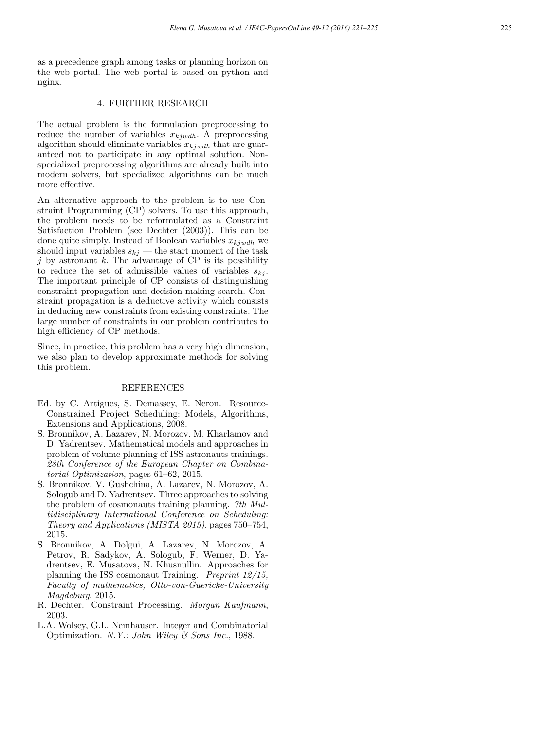as a precedence graph among tasks or planning horizon on the web portal. The web portal is based on python and nginx.

## 4. FURTHER RESEARCH

The actual problem is the formulation preprocessing to reduce the number of variables $x_{kjwdh}$. A preprocessing algorithm should eliminate variables $x_{kjwdh}$ that are guaranteed not to participate in any optimal solution. Non-specialized preprocessing algorithms are already built into modern solvers, but specialized algorithms can be much more effective.

An alternative approach to the problem is to use Constraint Programming (CP) solvers. To use this approach, the problem needs to be reformulated as a Constraint Satisfaction Problem (see Dechter (2003)). This can be done quite simply. Instead of Boolean variables $x_{kjwdh}$ we should input variables $s_{kj}$ — the start moment of the task $j$ by astronaut $k$. The advantage of CP is its possibility to reduce the set of admissible values of variables $s_{kj}$. The important principle of CP consists of distinguishing constraint propagation and decision-making search. Constraint propagation is a deductive activity which consists in deducing new constraints from existing constraints. The large number of constraints in our problem contributes to high efficiency of CP methods.

Since, in practice, this problem has a very high dimension, we also plan to develop approximate methods for solving this problem.

## REFERENCES

Ed. by C. Artigues, S. Demassey, E. Neron. Resource-Constrained Project Scheduling: Models, Algorithms, Extensions and Applications, 2008.

S. Bronnikov, A. Lazarev, N. Morozov, M. Kharlamov and D. Yadrentsev. Mathematical models and approaches in problem of volume planning of ISS astronauts trainings. *28th Conference of the European Chapter on Combinatorial Optimization*, pages 61–62, 2015.

S. Bronnikov, V. Gushchina, A. Lazarev, N. Morozov, A. Sologub and D. Yadrentsev. Three approaches to solving the problem of cosmonauts training planning. *7th Multidisciplinary International Conference on Scheduling: Theory and Applications (MISTA 2015)*, pages 750–754, 2015.

S. Bronnikov, A. Dolgui, A. Lazarev, N. Morozov, A. Petrov, R. Sadykov, A. Sologub, F. Werner, D. Yadrentsev, E. Musatova, N. Khusnullin. Approaches for planning the ISS cosmonaut Training. *Preprint 12/15, Faculty of mathematics, Otto-von-Guericke-University Magdeburg*, 2015.

R. Dechter. Constraint Processing. *Morgan Kaufmann*, 2003.

L.A. Wolsey, G.L. Nemhauser. Integer and Combinatorial Optimization. *N.Y.: John Wiley & Sons Inc.*, 1988.